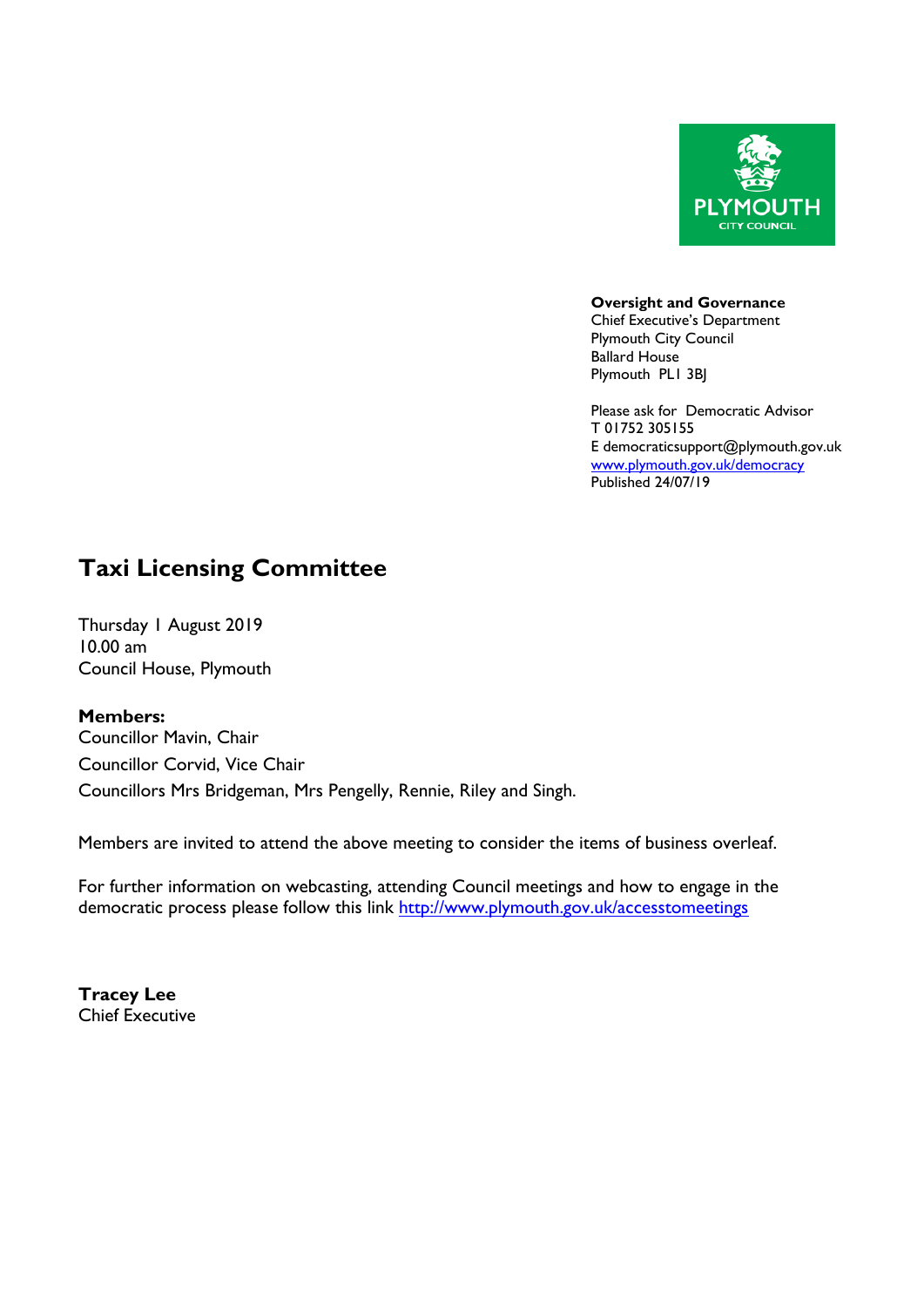**Oversight and Governance**
Chief Executive's Department
Plymouth City Council
Ballard House
Plymouth PL1 3BJ

Please ask for Democratic Advisor
T 01752 305155
E democraticsupport@plymouth.gov.uk
[www.plymouth.gov.uk/democracy](http://www.plymouth.gov.uk/democracy)
Published 24/07/19

# Taxi Licensing Committee

Thursday 1 August 2019
10.00 am
Council House, Plymouth

**Members:**
Councillor Mavin, Chair
Councillor Corvid, Vice Chair
Councillors Mrs Bridgeman, Mrs Pengelly, Rennie, Riley and Singh.

Members are invited to attend the above meeting to consider the items of business overleaf.

For further information on webcasting, attending Council meetings and how to engage in the democratic process please follow this link [http://www.plymouth.gov.uk/accesstomeetings](http://www.plymouth.gov.uk/accesstomeetings)

**Tracey Lee**
Chief Executive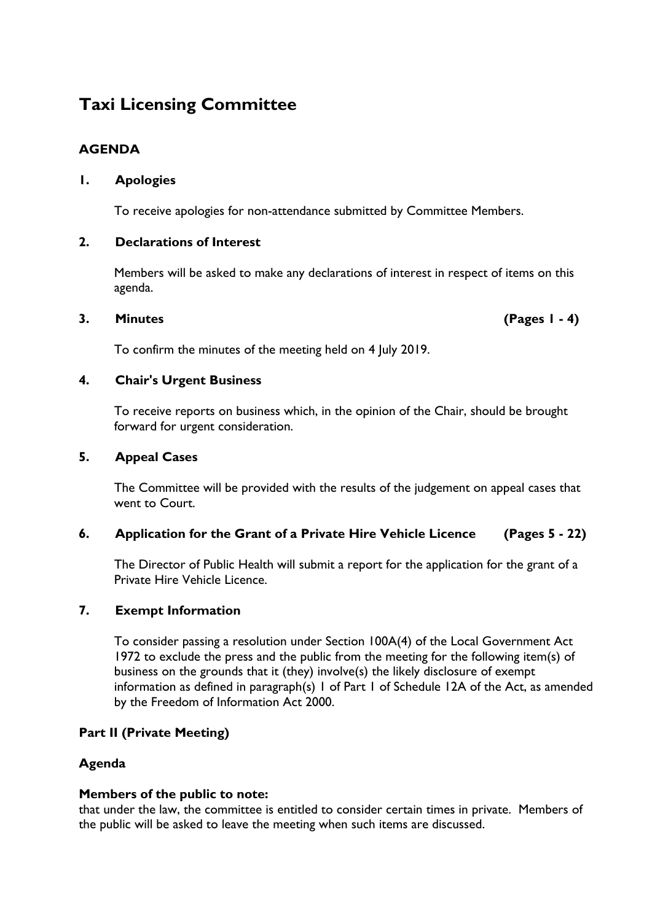# Taxi Licensing Committee

## AGENDA

### 1. Apologies

To receive apologies for non-attendance submitted by Committee Members.

### 2. Declarations of Interest

Members will be asked to make any declarations of interest in respect of items on this agenda.

### 3. Minutes (Pages 1 - 4)

To confirm the minutes of the meeting held on 4 July 2019.

### 4. Chair's Urgent Business

To receive reports on business which, in the opinion of the Chair, should be brought forward for urgent consideration.

### 5. Appeal Cases

The Committee will be provided with the results of the judgement on appeal cases that went to Court.

### 6. Application for the Grant of a Private Hire Vehicle Licence (Pages 5 - 22)

The Director of Public Health will submit a report for the application for the grant of a Private Hire Vehicle Licence.

### 7. Exempt Information

To consider passing a resolution under Section 100A(4) of the Local Government Act 1972 to exclude the press and the public from the meeting for the following item(s) of business on the grounds that it (they) involve(s) the likely disclosure of exempt information as defined in paragraph(s) 1 of Part 1 of Schedule 12A of the Act, as amended by the Freedom of Information Act 2000.

**Part II (Private Meeting)**

**Agenda**

**Members of the public to note:**
that under the law, the committee is entitled to consider certain times in private. Members of the public will be asked to leave the meeting when such items are discussed.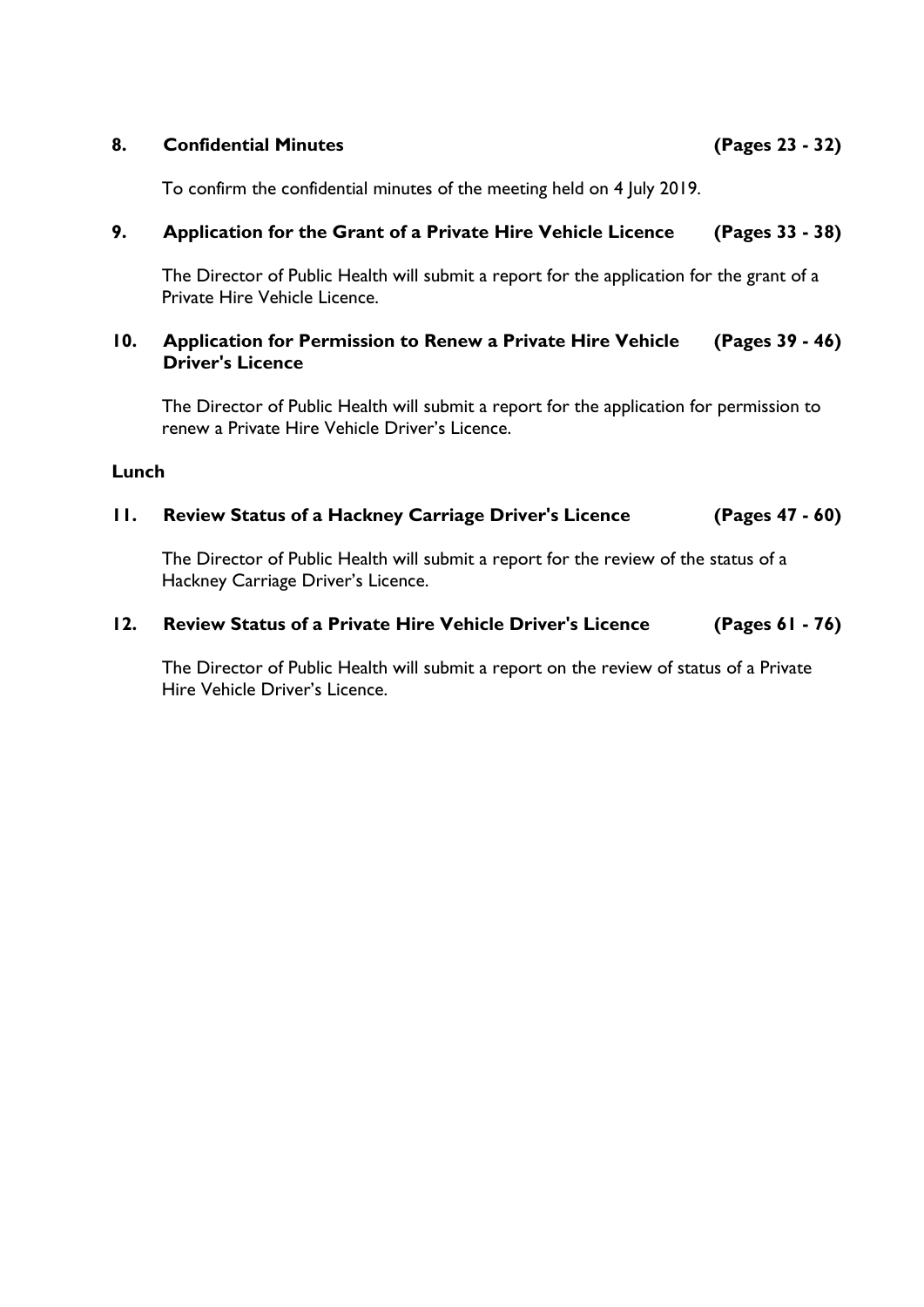**8. Confidential Minutes (Pages 23 - 32)**

To confirm the confidential minutes of the meeting held on 4 July 2019.

**9. Application for the Grant of a Private Hire Vehicle Licence (Pages 33 - 38)**

The Director of Public Health will submit a report for the application for the grant of a Private Hire Vehicle Licence.

**10. Application for Permission to Renew a Private Hire Vehicle Driver's Licence (Pages 39 - 46)**

The Director of Public Health will submit a report for the application for permission to renew a Private Hire Vehicle Driver's Licence.

**Lunch**

**11. Review Status of a Hackney Carriage Driver's Licence (Pages 47 - 60)**

The Director of Public Health will submit a report for the review of the status of a Hackney Carriage Driver's Licence.

**12. Review Status of a Private Hire Vehicle Driver's Licence (Pages 61 - 76)**

The Director of Public Health will submit a report on the review of status of a Private Hire Vehicle Driver's Licence.